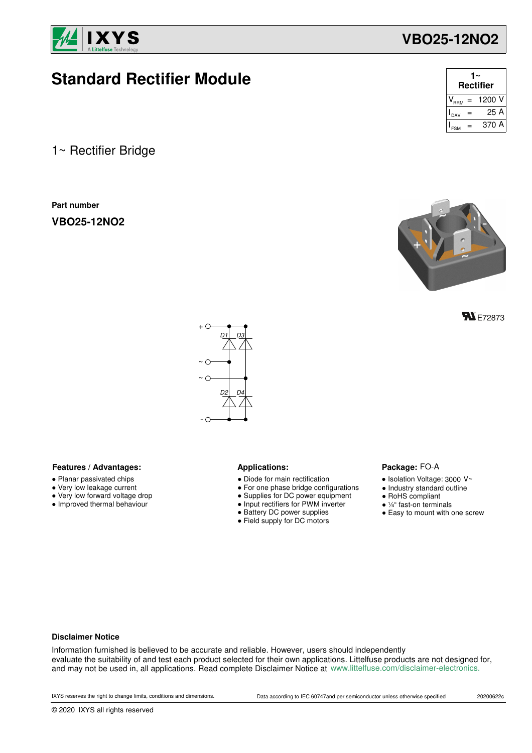# Standard Rectifier Module

| 1~ Rectifier | | |
|---|---|---|
| $V_{RRM}$ | = | 1200 V |
| $I_{DAV}$ | = | 25 A |
| $I_{FSM}$ | = | 370 A |

## 1~ Rectifier Bridge

**Part number**

**VBO25-12NO2**

E72873

### Features / Advantages:

- Planar passivated chips
- Very low leakage current
- Very low forward voltage drop
- Improved thermal behaviour

### Applications:

- Diode for main rectification
- For one phase bridge configurations
- Supplies for DC power equipment
- Input rectifiers for PWM inverter
- Battery DC power supplies
- Field supply for DC motors

### Package: FO-A

- Isolation Voltage: 3000 V~
- Industry standard outline
- RoHS compliant
- ¼" fast-on terminals
- Easy to mount with one screw

**Disclaimer Notice**

Information furnished is believed to be accurate and reliable. However, users should independently evaluate the suitability of and test each product selected for their own applications. Littelfuse products are not designed for, and may not be used in, all applications. Read complete Disclaimer Notice at www.littelfuse.com/disclaimer-electronics.

IXYS reserves the right to change limits, conditions and dimensions. Data according to IEC 60747and per semiconductor unless otherwise specified 20200622c

© 2020 IXYS all rights reserved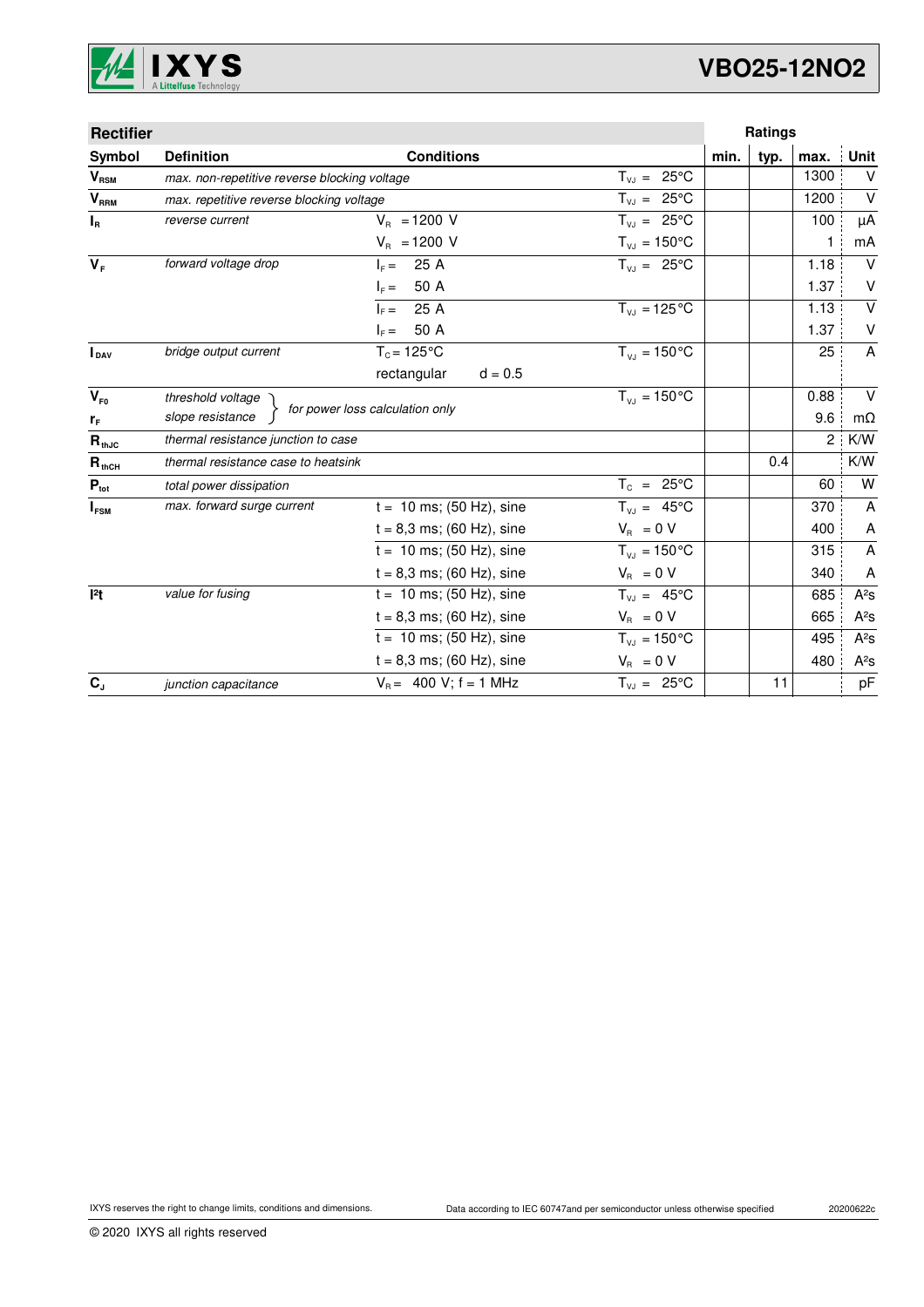| Rectifier | | | | Ratings | | | |
|---|---|---|---|---|---|---|---|
| **Symbol** | **Definition** | **Conditions** | | **min.** | **typ.** | **max.** | **Unit** |
| $V_{RSM}$ | *max. non-repetitive reverse blocking voltage* | | $T_{VJ}$ = 25°C | | | 1300 | V |
| $V_{RRM}$ | *max. repetitive reverse blocking voltage* | | $T_{VJ}$ = 25°C | | | 1200 | V |
| $I_R$ | *reverse current* | $V_R$ = 1200 V | $T_{VJ}$ = 25°C | | | 100 | µA |
| | | $V_R$ = 1200 V | $T_{VJ}$ = 150°C | | | 1 | mA |
| $V_F$ | *forward voltage drop* | $I_F$ = 25 A | $T_{VJ}$ = 25°C | | | 1.18 | V |
| | | $I_F$ = 50 A | | | | 1.37 | V |
| | | $I_F$ = 25 A | $T_{VJ}$ = 125°C | | | 1.13 | V |
| | | $I_F$ = 50 A | | | | 1.37 | V |
| $I_{DAV}$ | *bridge output current* | $T_C$ = 125°C | $T_{VJ}$ = 150°C | | | 25 | A |
| | | rectangular d = 0.5 | | | | | |
| $V_{F0}$ | *threshold voltage* | *for power loss calculation only* | $T_{VJ}$ = 150°C | | | 0.88 | V |
| $r_F$ | *slope resistance* | | | | | 9.6 | mΩ |
| $R_{thJC}$ | *thermal resistance junction to case* | | | | | 2 | K/W |
| $R_{thCH}$ | *thermal resistance case to heatsink* | | | | 0.4 | | K/W |
| $P_{tot}$ | *total power dissipation* | | $T_C$ = 25°C | | | 60 | W |
| $I_{FSM}$ | *max. forward surge current* | t = 10 ms; (50 Hz), sine | $T_{VJ}$ = 45°C | | | 370 | A |
| | | t = 8,3 ms; (60 Hz), sine | $V_R$ = 0 V | | | 400 | A |
| | | t = 10 ms; (50 Hz), sine | $T_{VJ}$ = 150°C | | | 315 | A |
| | | t = 8,3 ms; (60 Hz), sine | $V_R$ = 0 V | | | 340 | A |
| $I^2t$ | *value for fusing* | t = 10 ms; (50 Hz), sine | $T_{VJ}$ = 45°C | | | 685 | A²s |
| | | t = 8,3 ms; (60 Hz), sine | $V_R$ = 0 V | | | 665 | A²s |
| | | t = 10 ms; (50 Hz), sine | $T_{VJ}$ = 150°C | | | 495 | A²s |
| | | t = 8,3 ms; (60 Hz), sine | $V_R$ = 0 V | | | 480 | A²s |
| $C_J$ | *junction capacitance* | $V_R$ = 400 V; f = 1 MHz | $T_{VJ}$ = 25°C | | 11 | | pF |

IXYS reserves the right to change limits, conditions and dimensions.

Data according to IEC 60747and per semiconductor unless otherwise specified

20200622c

© 2020 IXYS all rights reserved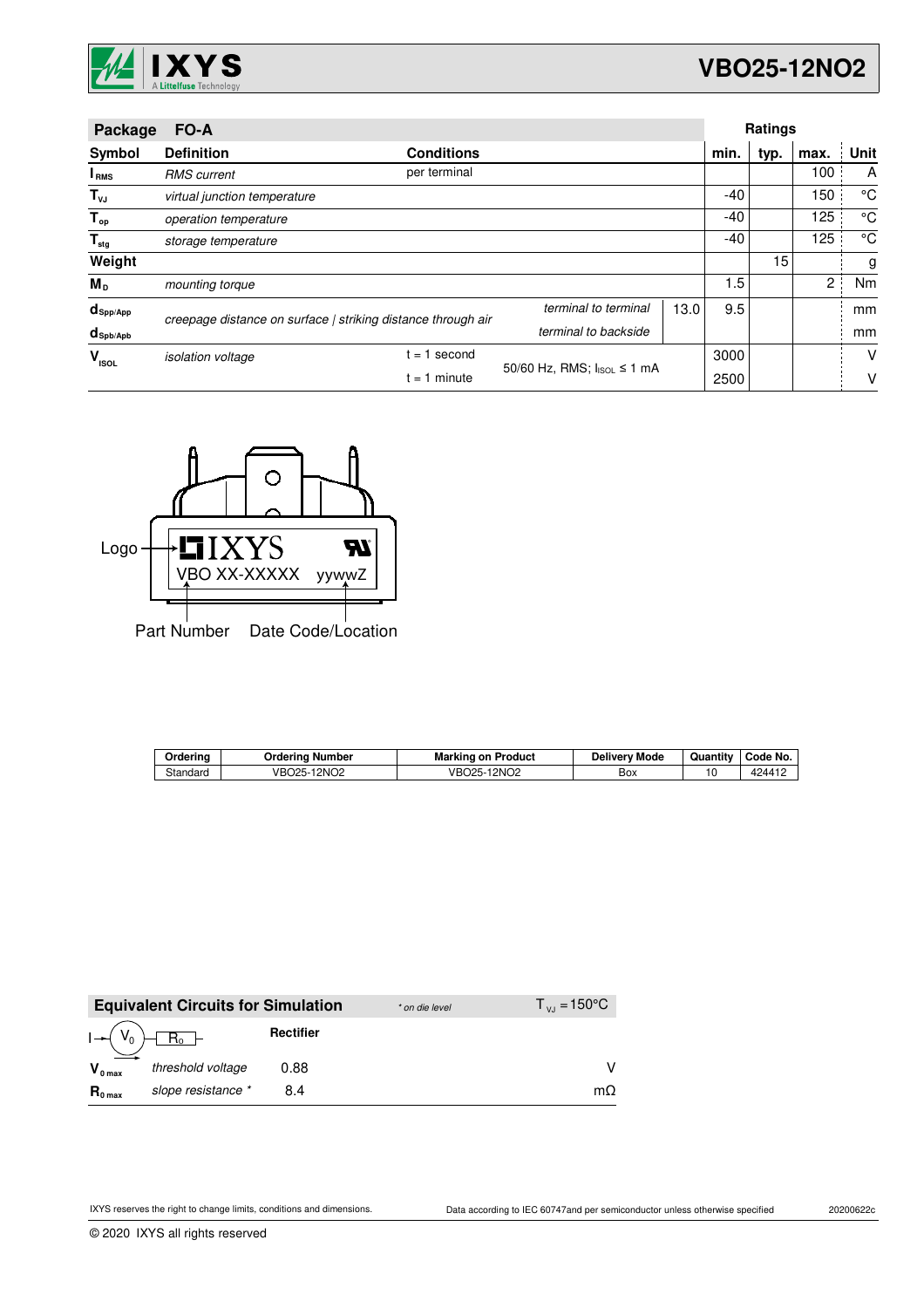| Package | FO-A | | | | Ratings | | | |
|---|---|---|---|---|---|---|---|---|
| Symbol | Definition | Conditions | | | min. | typ. | max. | Unit |
| $I_{RMS}$ | *RMS current* | per terminal | | | | | 100 | A |
| $T_{VJ}$ | *virtual junction temperature* | | | | -40 | | 150 | °C |
| $T_{op}$ | *operation temperature* | | | | -40 | | 125 | °C |
| $T_{stg}$ | *storage temperature* | | | | -40 | | 125 | °C |
| **Weight** | | | | | | 15 | | g |
| $M_D$ | *mounting torque* | | | | 1.5 | | 2 | Nm |
| $d_{Spp/App}$ | *creepage distance on surface \| striking distance through air* | | *terminal to terminal* | 13.0 | 9.5 | | | mm |
| $d_{Spb/Apb}$ | | | *terminal to backside* | | | | | mm |
| $V_{ISOL}$ | *isolation voltage* | t = 1 second | 50/60 Hz, RMS; $I_{ISOL} \leq 1$ mA | | 3000 | | | V |
| | | t = 1 minute | | | 2500 | | | V |

Logo → IXYS
VBO XX-XXXXX yywwZ
Part Number    Date Code/Location

| Ordering | Ordering Number | Marking on Product | Delivery Mode | Quantity | Code No. |
|---|---|---|---|---|---|
| Standard | VBO25-12NO2 | VBO25-12NO2 | Box | 10 | 424412 |

| Equivalent Circuits for Simulation | | * on die level | $T_{VJ} = 150°C$ |
|---|---|---|---|
| $I \rightarrow (V_0) - [R_0]$ | | **Rectifier** | |
| $V_{0\,max}$ | *threshold voltage* | 0.88 | V |
| $R_{0\,max}$ | *slope resistance* * | 8.4 | mΩ |

IXYS reserves the right to change limits, conditions and dimensions.

Data according to IEC 60747and per semiconductor unless otherwise specified

20200622c

© 2020 IXYS all rights reserved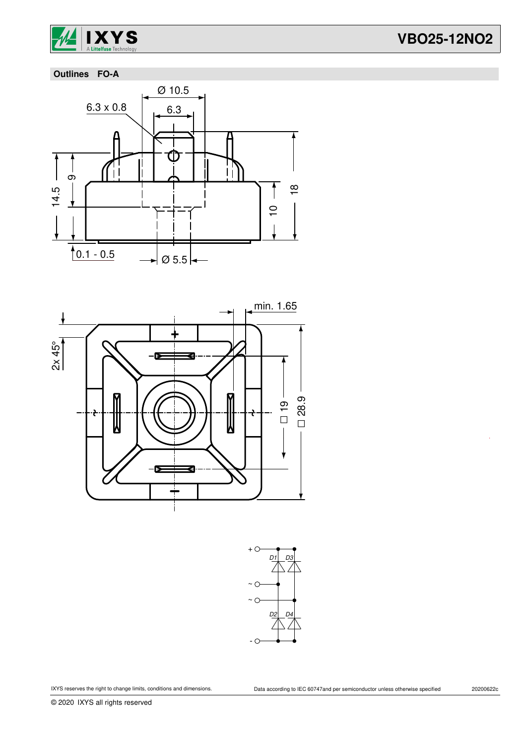## Outlines FO-A

Ø 10.5

6.3 x 0.8

6.3

14.5

9

18

10

0.1 - 0.5

Ø 5.5

min. 1.65

2x 45°

+

~

~

-

□ 19

□ 28.9

+ ○ D1 D3

~ ○

~ ○

D2 D4

- ○

IXYS reserves the right to change limits, conditions and dimensions.

Data according to IEC 60747and per semiconductor unless otherwise specified

20200622c

© 2020 IXYS all rights reserved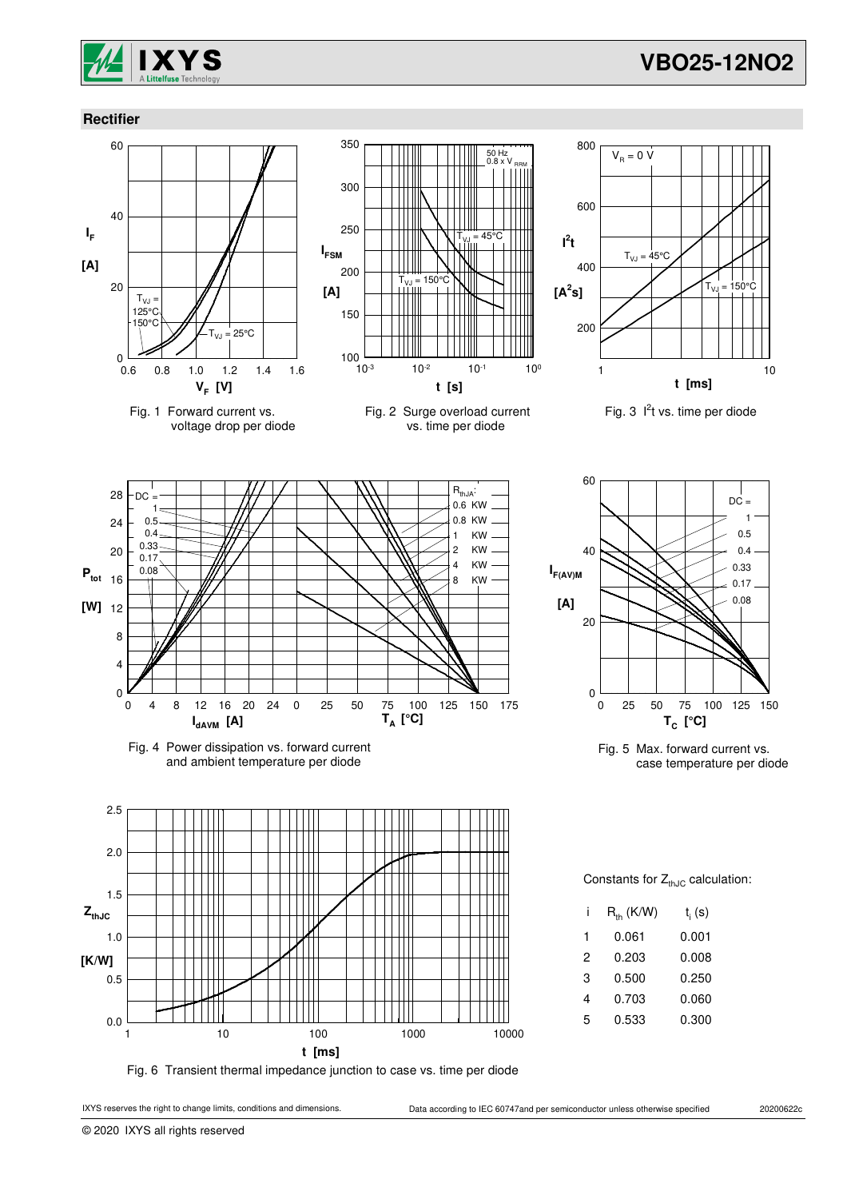## Rectifier

$I_F$ [A]

60, 40, 20, 0

0.6, 0.8, 1.0, 1.2, 1.4, 1.6

$V_F$ [V]

$T_{VJ}$ = 125°C, 150°C

$T_{VJ}$ = 25°C

Fig. 1 Forward current vs. voltage drop per diode

$I_{FSM}$ [A]

350, 300, 250, 200, 150, 100

50 Hz, 0.8 x $V_{RRM}$

$T_{VJ}$ = 45°C

$T_{VJ}$ = 150°C

$10^{-3}$, $10^{-2}$, $10^{-1}$, $10^{0}$

t [s]

Fig. 2 Surge overload current vs. time per diode

$I^2t$ [$A^2s$]

800, 600, 400, 200

$V_R$ = 0 V

$T_{VJ}$ = 45°C

$T_{VJ}$ = 150°C

1, 10

t [ms]

Fig. 3 $I^2t$ vs. time per diode

$P_{tot}$ [W]

28, 24, 20, 16, 12, 8, 4, 0

DC = 1, 0.5, 0.4, 0.33, 0.17, 0.08

0, 4, 8, 12, 16, 20, 24

$I_{dAVM}$ [A]

$R_{thJA}$: 0.6 KW, 0.8 KW, 1 KW, 2 KW, 4 KW, 8 KW

0, 25, 50, 75, 100, 125, 150, 175

$T_A$ [°C]

Fig. 4 Power dissipation vs. forward current and ambient temperature per diode

$I_{F(AV)M}$ [A]

60, 40, 20, 0

DC = 1, 0.5, 0.4, 0.33, 0.17, 0.08

0, 25, 50, 75, 100, 125, 150

$T_C$ [°C]

Fig. 5 Max. forward current vs. case temperature per diode

$Z_{thJC}$ [K/W]

2.5, 2.0, 1.5, 1.0, 0.5, 0.0

1, 10, 100, 1000, 10000

t [ms]

Fig. 6 Transient thermal impedance junction to case vs. time per diode

Constants for $Z_{thJC}$ calculation:

| i | $R_{th}$ (K/W) | $t_i$ (s) |
|---|---|---|
| 1 | 0.061 | 0.001 |
| 2 | 0.203 | 0.008 |
| 3 | 0.500 | 0.250 |
| 4 | 0.703 | 0.060 |
| 5 | 0.533 | 0.300 |

IXYS reserves the right to change limits, conditions and dimensions.

Data according to IEC 60747and per semiconductor unless otherwise specified

20200622c

© 2020 IXYS all rights reserved